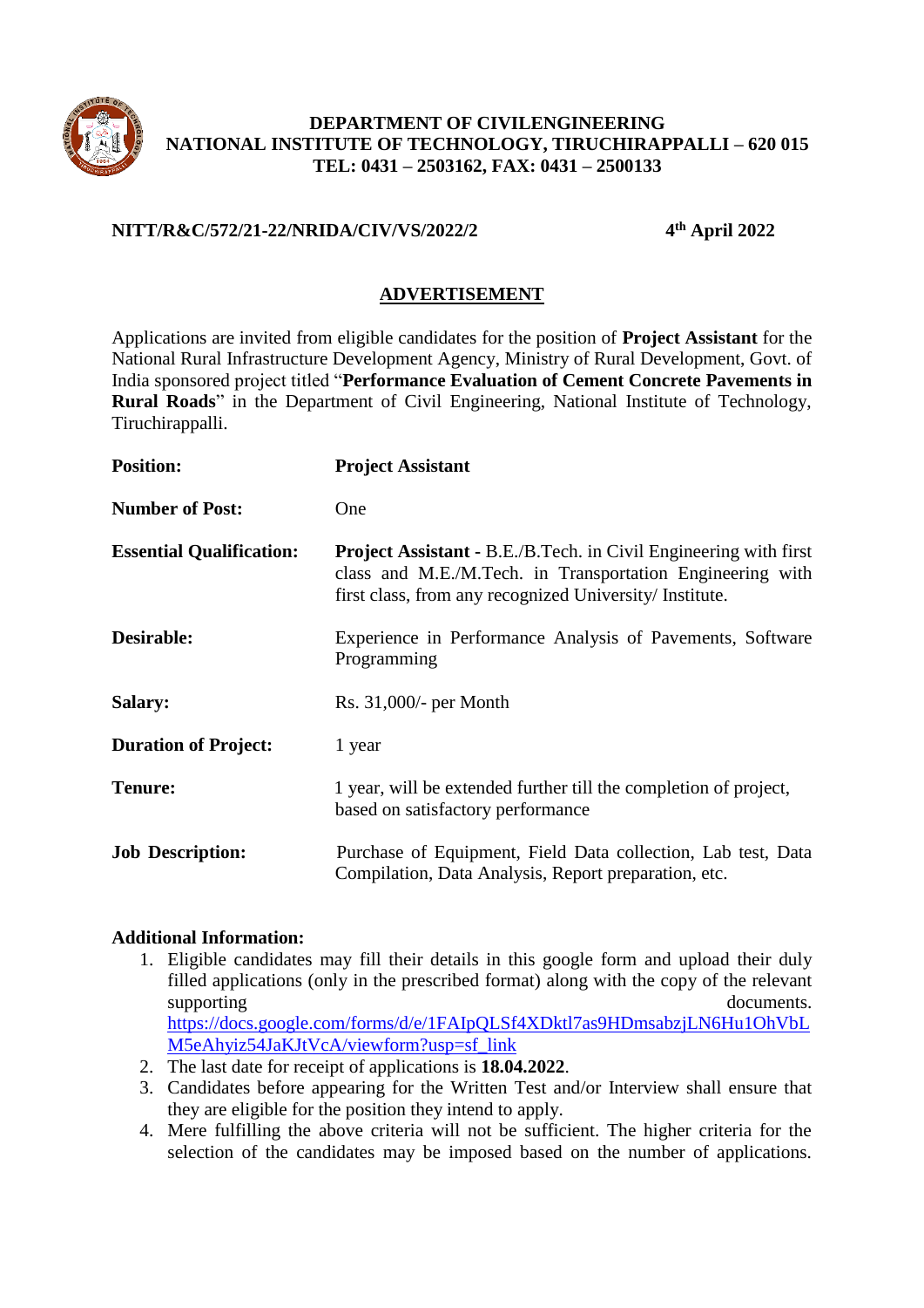**DEPARTMENT OF CIVILENGINEERING**
**NATIONAL INSTITUTE OF TECHNOLOGY, TIRUCHIRAPPALLI – 620 015**
**TEL: 0431 – 2503162, FAX: 0431 – 2500133**

**NITT/R&C/572/21-22/NRIDA/CIV/VS/2022/2** **4th April 2022**

## ADVERTISEMENT

Applications are invited from eligible candidates for the position of **Project Assistant** for the National Rural Infrastructure Development Agency, Ministry of Rural Development, Govt. of India sponsored project titled "**Performance Evaluation of Cement Concrete Pavements in Rural Roads**" in the Department of Civil Engineering, National Institute of Technology, Tiruchirappalli.

| | |
|---|---|
| **Position:** | **Project Assistant** |
| **Number of Post:** | One |
| **Essential Qualification:** | **Project Assistant -** B.E./B.Tech. in Civil Engineering with first class and M.E./M.Tech. in Transportation Engineering with first class, from any recognized University/ Institute. |
| **Desirable:** | Experience in Performance Analysis of Pavements, Software Programming |
| **Salary:** | Rs. 31,000/- per Month |
| **Duration of Project:** | 1 year |
| **Tenure:** | 1 year, will be extended further till the completion of project, based on satisfactory performance |
| **Job Description:** | Purchase of Equipment, Field Data collection, Lab test, Data Compilation, Data Analysis, Report preparation, etc. |

**Additional Information:**

1. Eligible candidates may fill their details in this google form and upload their duly filled applications (only in the prescribed format) along with the copy of the relevant supporting documents. https://docs.google.com/forms/d/e/1FAIpQLSf4XDktl7as9HDmsabzjLN6Hu1OhVbLM5eAhyiz54JaKJtVcA/viewform?usp=sf_link
2. The last date for receipt of applications is **18.04.2022**.
3. Candidates before appearing for the Written Test and/or Interview shall ensure that they are eligible for the position they intend to apply.
4. Mere fulfilling the above criteria will not be sufficient. The higher criteria for the selection of the candidates may be imposed based on the number of applications.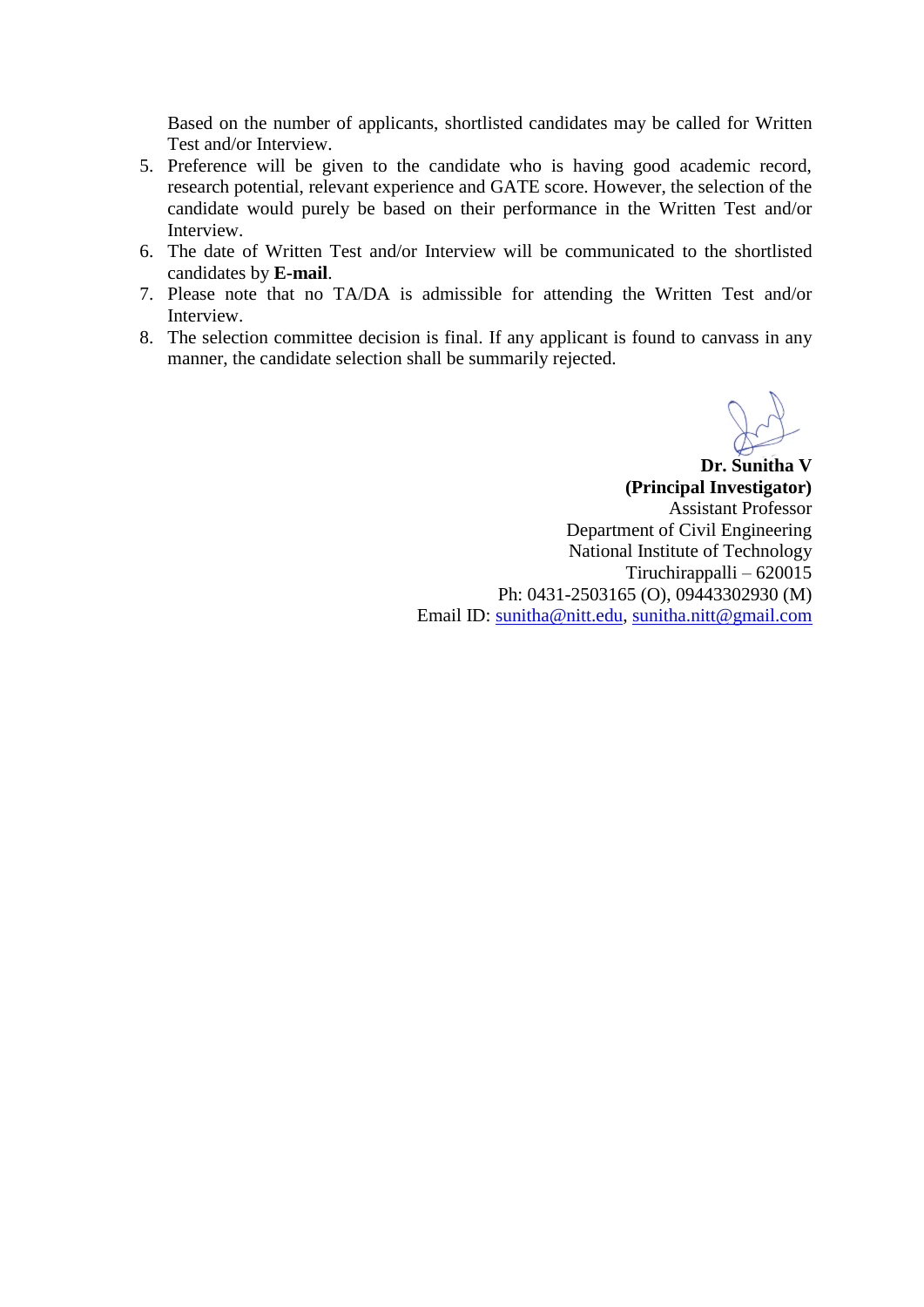Based on the number of applicants, shortlisted candidates may be called for Written Test and/or Interview.

5. Preference will be given to the candidate who is having good academic record, research potential, relevant experience and GATE score. However, the selection of the candidate would purely be based on their performance in the Written Test and/or Interview.
6. The date of Written Test and/or Interview will be communicated to the shortlisted candidates by **E-mail**.
7. Please note that no TA/DA is admissible for attending the Written Test and/or Interview.
8. The selection committee decision is final. If any applicant is found to canvass in any manner, the candidate selection shall be summarily rejected.

**Dr. Sunitha V**
**(Principal Investigator)**
Assistant Professor
Department of Civil Engineering
National Institute of Technology
Tiruchirappalli – 620015
Ph: 0431-2503165 (O), 09443302930 (M)
Email ID: sunitha@nitt.edu, sunitha.nitt@gmail.com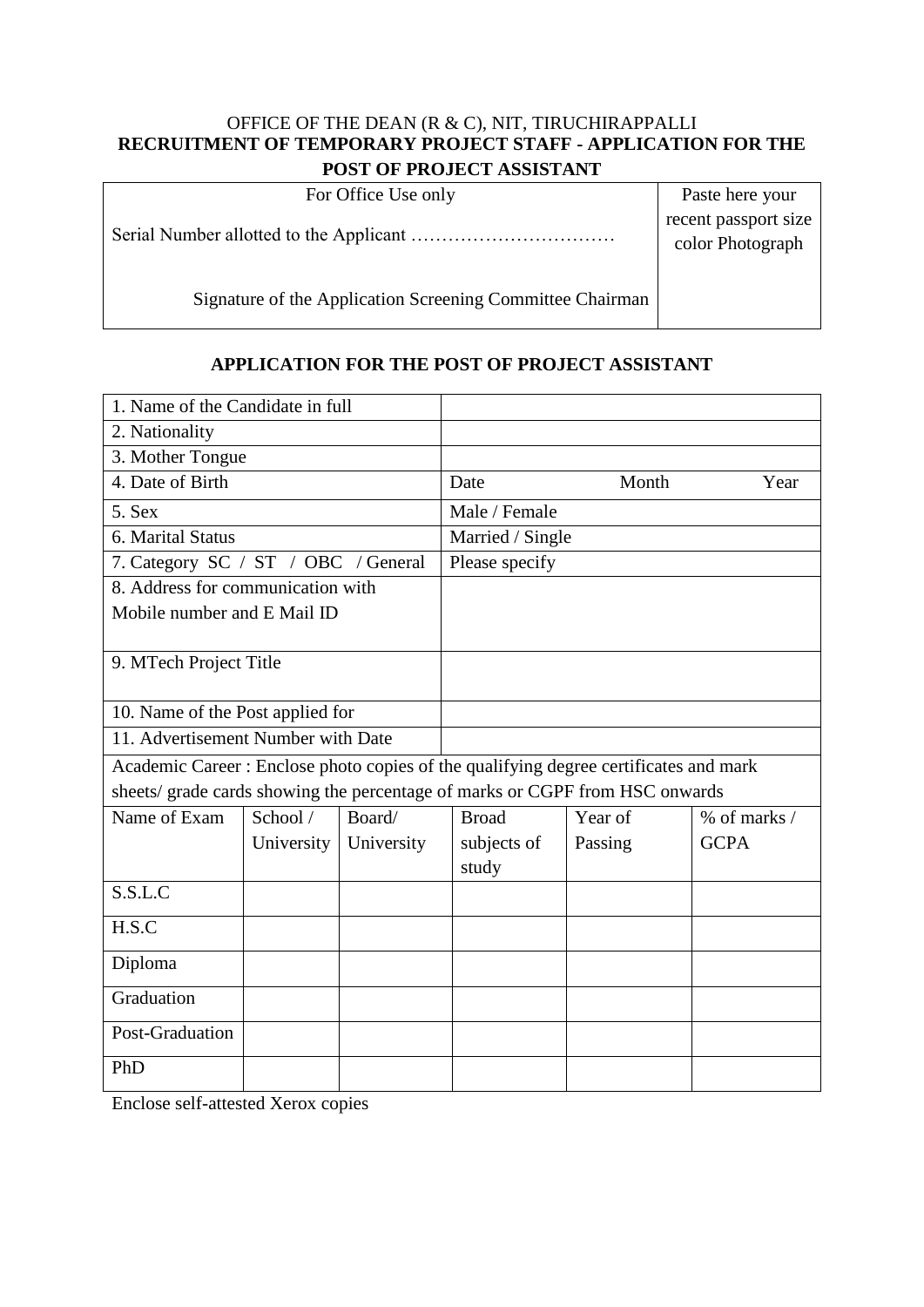OFFICE OF THE DEAN (R & C), NIT, TIRUCHIRAPPALLI

**RECRUITMENT OF TEMPORARY PROJECT STAFF - APPLICATION FOR THE POST OF PROJECT ASSISTANT**

| For Office Use only<br><br>Serial Number allotted to the Applicant ……………………………<br><br>Signature of the Application Screening Committee Chairman | Paste here your recent passport size color Photograph |
|---|---|

## APPLICATION FOR THE POST OF PROJECT ASSISTANT

| | |
|---|---|
| 1. Name of the Candidate in full | |
| 2. Nationality | |
| 3. Mother Tongue | |
| 4. Date of Birth | Date Month Year |
| 5. Sex | Male / Female |
| 6. Marital Status | Married / Single |
| 7. Category SC / ST / OBC / General | Please specify |
| 8. Address for communication with Mobile number and E Mail ID | |
| 9. MTech Project Title | |
| 10. Name of the Post applied for | |
| 11. Advertisement Number with Date | |

Academic Career : Enclose photo copies of the qualifying degree certificates and mark sheets/ grade cards showing the percentage of marks or CGPF from HSC onwards

| Name of Exam | School / University | Board/ University | Broad subjects of study | Year of Passing | % of marks / GCPA |
|---|---|---|---|---|---|
| S.S.L.C | | | | | |
| H.S.C | | | | | |
| Diploma | | | | | |
| Graduation | | | | | |
| Post-Graduation | | | | | |
| PhD | | | | | |

Enclose self-attested Xerox copies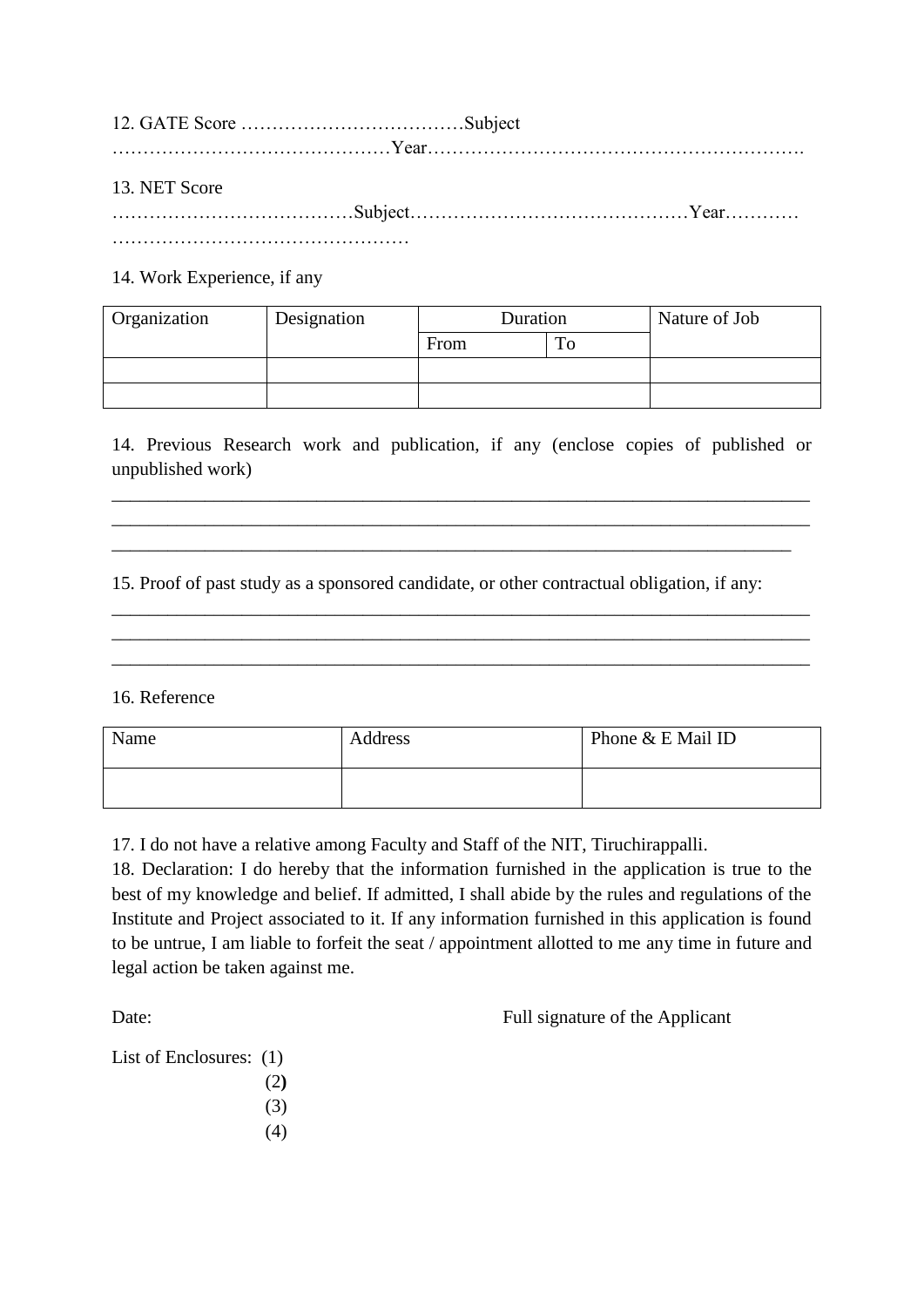12. GATE Score ………………………………Subject ………………………………………Year…………………………………………………….

13. NET Score …………………………………Subject………………………………………Year………… …………………………………………

14. Work Experience, if any

| Organization | Designation | Duration | | Nature of Job |
|---|---|---|---|---|
| | | From | To | |
| | | | | |
| | | | | |

14. Previous Research work and publication, if any (enclose copies of published or unpublished work)

\_\_\_\_\_\_\_\_\_\_\_\_\_\_\_\_\_\_\_\_\_\_\_\_\_\_\_\_\_\_\_\_\_\_\_\_\_\_\_\_\_\_\_\_\_\_\_\_\_\_\_\_\_\_\_\_\_\_\_\_\_\_\_\_\_\_\_\_\_\_
\_\_\_\_\_\_\_\_\_\_\_\_\_\_\_\_\_\_\_\_\_\_\_\_\_\_\_\_\_\_\_\_\_\_\_\_\_\_\_\_\_\_\_\_\_\_\_\_\_\_\_\_\_\_\_\_\_\_\_\_\_\_\_\_\_\_\_\_\_\_
\_\_\_\_\_\_\_\_\_\_\_\_\_\_\_\_\_\_\_\_\_\_\_\_\_\_\_\_\_\_\_\_\_\_\_\_\_\_\_\_\_\_\_\_\_\_\_\_\_\_\_\_\_\_\_\_\_\_\_\_\_\_\_\_\_\_\_\_

15. Proof of past study as a sponsored candidate, or other contractual obligation, if any:

\_\_\_\_\_\_\_\_\_\_\_\_\_\_\_\_\_\_\_\_\_\_\_\_\_\_\_\_\_\_\_\_\_\_\_\_\_\_\_\_\_\_\_\_\_\_\_\_\_\_\_\_\_\_\_\_\_\_\_\_\_\_\_\_\_\_\_\_\_\_
\_\_\_\_\_\_\_\_\_\_\_\_\_\_\_\_\_\_\_\_\_\_\_\_\_\_\_\_\_\_\_\_\_\_\_\_\_\_\_\_\_\_\_\_\_\_\_\_\_\_\_\_\_\_\_\_\_\_\_\_\_\_\_\_\_\_\_\_\_\_
\_\_\_\_\_\_\_\_\_\_\_\_\_\_\_\_\_\_\_\_\_\_\_\_\_\_\_\_\_\_\_\_\_\_\_\_\_\_\_\_\_\_\_\_\_\_\_\_\_\_\_\_\_\_\_\_\_\_\_\_\_\_\_\_\_\_\_\_\_\_

16. Reference

| Name | Address | Phone & E Mail ID |
|---|---|---|
| | | |

17. I do not have a relative among Faculty and Staff of the NIT, Tiruchirappalli.

18. Declaration: I do hereby that the information furnished in the application is true to the best of my knowledge and belief. If admitted, I shall abide by the rules and regulations of the Institute and Project associated to it. If any information furnished in this application is found to be untrue, I am liable to forfeit the seat / appointment allotted to me any time in future and legal action be taken against me.

Date: Full signature of the Applicant

List of Enclosures: (1)
(2)
(3)
(4)